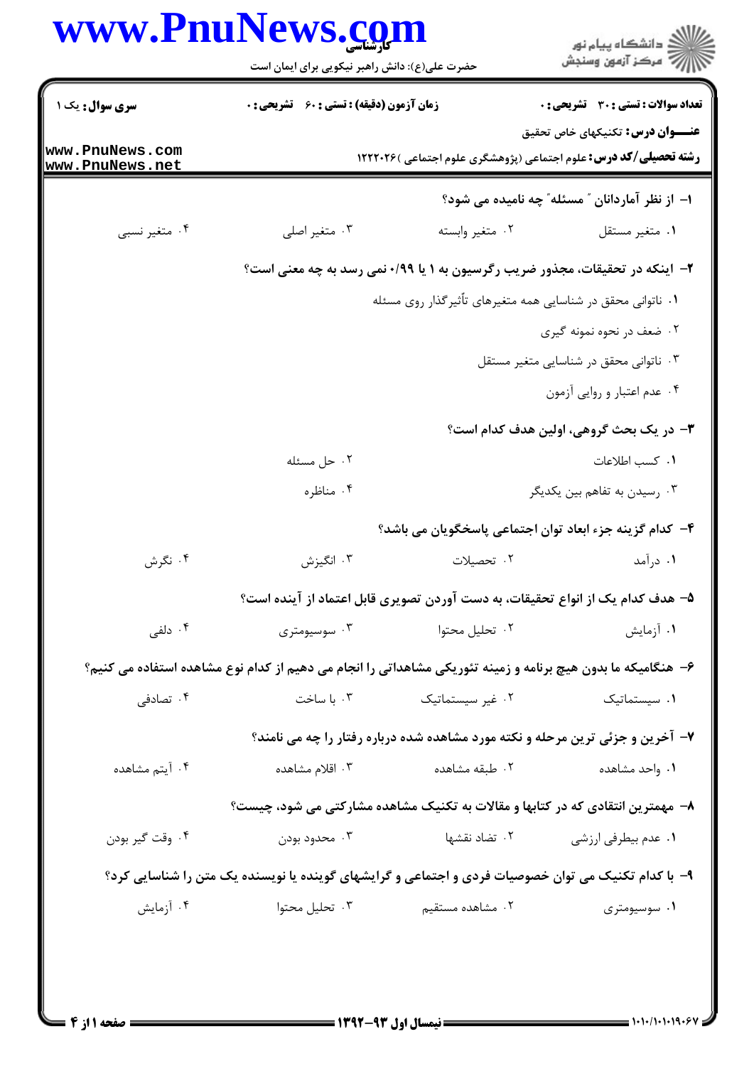**تعداد سوالات : تستی : ۳۰ تشریحی : ۰** | **زمان آزمون (دقیقه) : تستی : ۶۰ تشریحی : ۰** | **سری سوال : یک ۱**

**عنـــوان درس :** تکنیکهای خاص تحقیق

**رشته تحصیلی/کد درس :** علوم اجتماعی (پژوهشگری علوم اجتماعی )۱۲۲۲۰۲۶

۱- از نظر آماردانان "مسئله" چه نامیده می شود؟

۱. متغیر مستقل
۲. متغیر وابسته
۳. متغیر اصلی
۴. متغیر نسبی

۲- اینکه در تحقیقات، مجذور ضریب رگرسیون به ۱ یا ۰/۹۹ نمی رسد به چه معنی است؟

۱. ناتوانی محقق در شناسایی همه متغیرهای تأثیرگذار روی مسئله
۲. ضعف در نحوه نمونه گیری
۳. ناتوانی محقق در شناسایی متغیر مستقل
۴. عدم اعتبار و روایی آزمون

۳- در یک بحث گروهی، اولین هدف کدام است؟

۱. کسب اطلاعات
۲. حل مسئله
۳. رسیدن به تفاهم بین یکدیگر
۴. مناظره

۴- کدام گزینه جزء ابعاد توان اجتماعی پاسخگویان می باشد؟

۱. درآمد
۲. تحصیلات
۳. انگیزش
۴. نگرش

۵- هدف کدام یک از انواع تحقیقات، به دست آوردن تصویری قابل اعتماد از آینده است؟

۱. آزمایش
۲. تحلیل محتوا
۳. سوسیومتری
۴. دلفی

۶- هنگامیکه ما بدون هیچ برنامه و زمینه تئوریکی مشاهداتی را انجام می دهیم از کدام نوع مشاهده استفاده می کنیم؟

۱. سیستماتیک
۲. غیر سیستماتیک
۳. با ساخت
۴. تصادفی

۷- آخرین و جزئی ترین مرحله و نکته مورد مشاهده شده درباره رفتار را چه می نامند؟

۱. واحد مشاهده
۲. طبقه مشاهده
۳. اقلام مشاهده
۴. آیتم مشاهده

۸- مهمترین انتقادی که در کتابها و مقالات به تکنیک مشاهده مشارکتی می شود، چیست؟

۱. عدم بیطرفی ارزشی
۲. تضاد نقشها
۳. محدود بودن
۴. وقت گیر بودن

۹- با کدام تکنیک می توان خصوصیات فردی و اجتماعی و گرایشهای گوینده یا نویسنده یک متن را شناسایی کرد؟

۱. سوسیومتری
۲. مشاهده مستقیم
۳. تحلیل محتوا
۴. آزمایش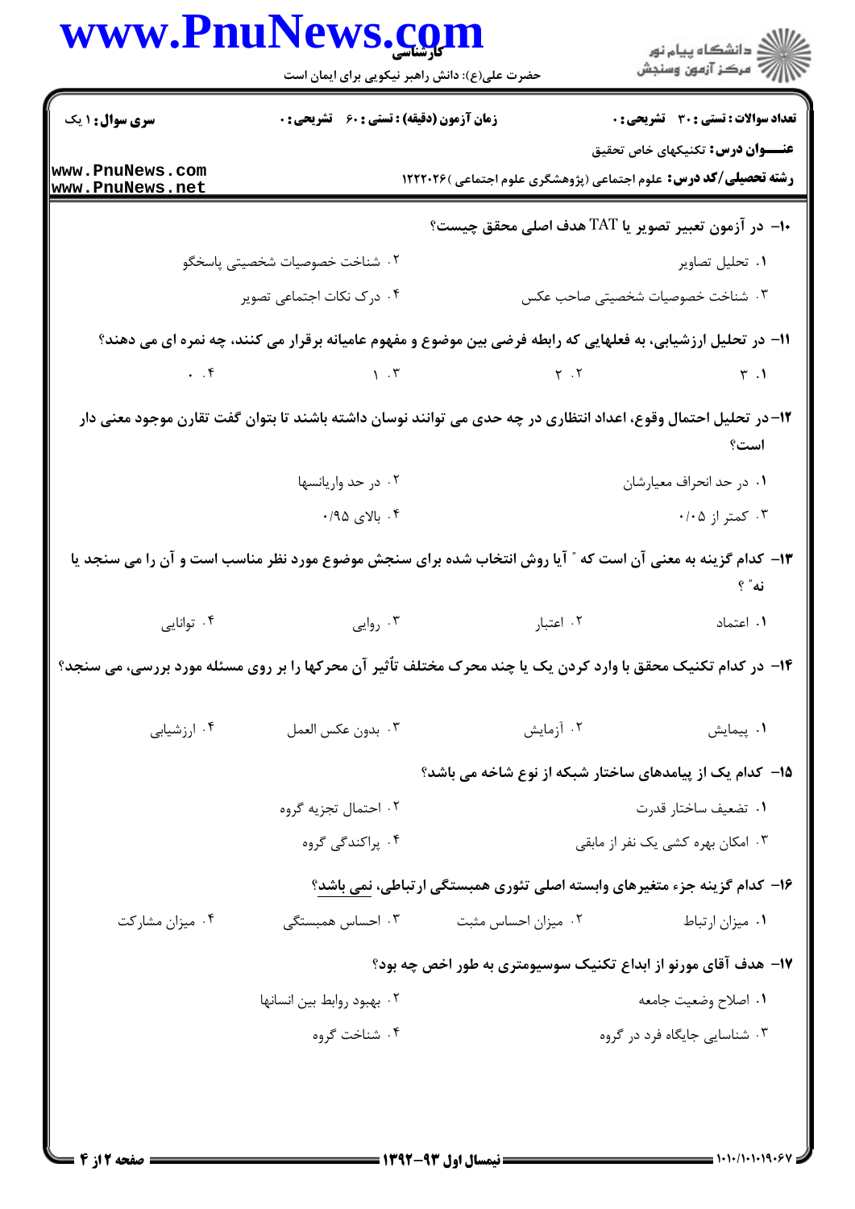**سری سوال:** ۱ یک | **زمان آزمون (دقیقه) : تستی :** ۶۰ **تشریحی :** ۰ | **تعداد سوالات : تستی :** ۳۰ **تشریحی :** ۰

**عنـــوان درس:** تکنیکهای خاص تحقیق

**رشته تحصیلی/کد درس:** علوم اجتماعی (پژوهشگری علوم اجتماعی )۱۲۲۲۰۲۶

۱۰- در آزمون تعبیر تصویر یا TAT هدف اصلی محقق چیست؟

۱. تحلیل تصاویر
۲. شناخت خصوصیات شخصیتی پاسخگو
۳. شناخت خصوصیات شخصیتی صاحب عکس
۴. درک نکات اجتماعی تصویر

۱۱- در تحلیل ارزشیابی، به فعلهایی که رابطه فرضی بین موضوع و مفهوم عامیانه برقرار می کنند، چه نمره ای می دهند؟

۱. ۳
۲. ۲
۳. ۱
۴. ۰

۱۲- در تحلیل احتمال وقوع، اعداد انتظاری در چه حدی می توانند نوسان داشته باشند تا بتوان گفت تقارن موجود معنی دار است؟

۱. در حد انحراف معیارشان
۲. در حد واریانسها
۳. کمتر از ۰/۰۵
۴. بالای ۰/۹۵

۱۳- کدام گزینه به معنی آن است که " آیا روش انتخاب شده برای سنجش موضوع مورد نظر مناسب است و آن را می سنجد یا نه" ؟

۱. اعتماد
۲. اعتبار
۳. روایی
۴. توانایی

۱۴- در کدام تکنیک محقق با وارد کردن یک یا چند محرک مختلف تأثیر آن محرکها را بر روی مسئله مورد بررسی، می سنجد؟

۱. پیمایش
۲. آزمایش
۳. بدون عکس العمل
۴. ارزشیابی

۱۵- کدام یک از پیامدهای ساختار شبکه از نوع شاخه می باشد؟

۱. تضعیف ساختار قدرت
۲. احتمال تجزیه گروه
۳. امکان بهره کشی یک نفر از مابقی
۴. پراکندگی گروه

۱۶- کدام گزینه جزء متغیرهای وابسته اصلی تئوری همبستگی ارتباطی، نمی باشد؟

۱. میزان ارتباط
۲. میزان احساس مثبت
۳. احساس همبستگی
۴. میزان مشارکت

۱۷- هدف آقای مورنو از ابداع تکنیک سوسیومتری به طور اخص چه بود؟

۱. اصلاح وضعیت جامعه
۲. بهبود روابط بین انسانها
۳. شناسایی جایگاه فرد در گروه
۴. شناخت گروه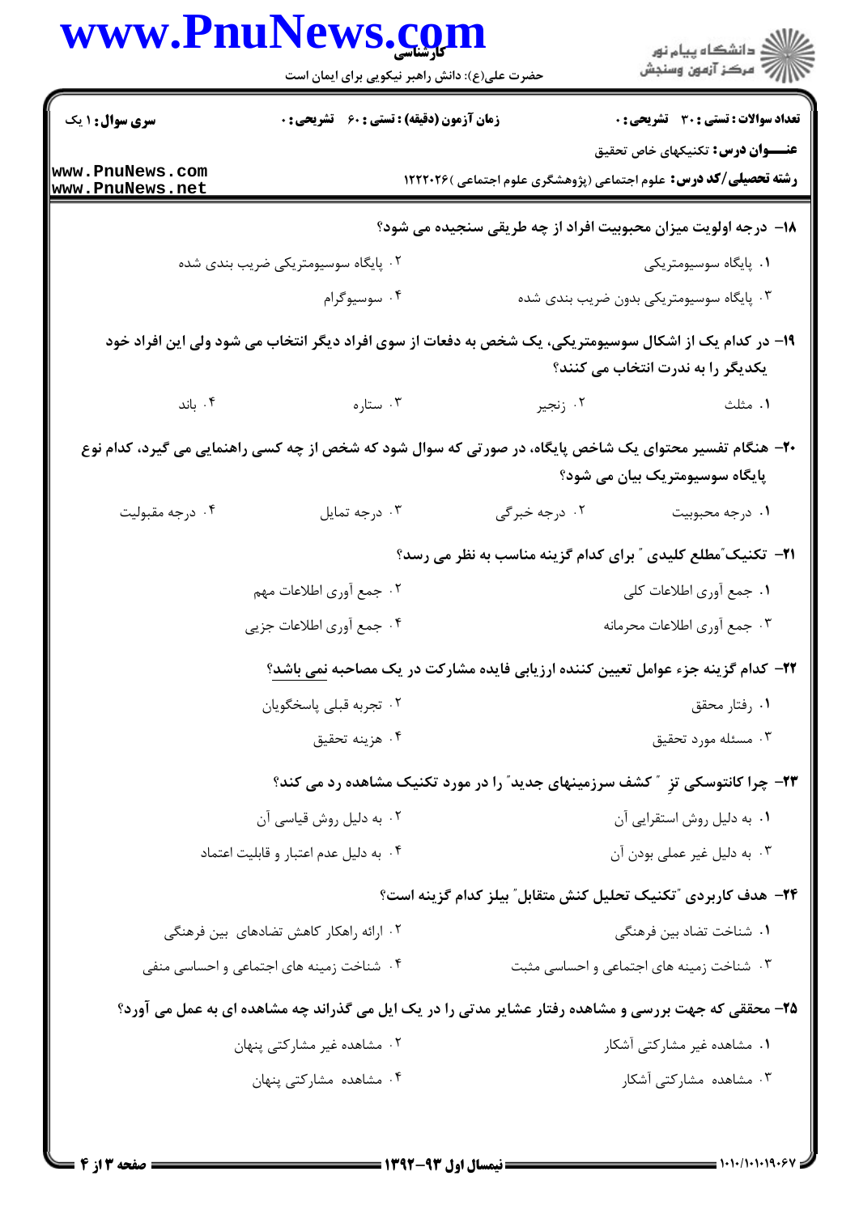۱۸- درجه اولویت میزان محبوبیت افراد از چه طریقی سنجیده می شود؟

۱. پایگاه سوسیومتریکی

۲. پایگاه سوسیومتریکی ضریب بندی شده

۳. پایگاه سوسیومتریکی بدون ضریب بندی شده

۴. سوسیوگرام

۱۹- در کدام یک از اشکال سوسیومتریکی، یک شخص به دفعات از سوی افراد دیگر انتخاب می شود ولی این افراد خود یکدیگر را به ندرت انتخاب می کنند؟

۱. مثلث

۲. زنجیر

۳. ستاره

۴. باند

۲۰- هنگام تفسیر محتوای یک شاخص پایگاه، در صورتی که سوال شود که شخص از چه کسی راهنمایی می گیرد، کدام نوع پایگاه سوسیومتریک بیان می شود؟

۱. درجه محبوبیت

۲. درجه خبرگی

۳. درجه تمایل

۴. درجه مقبولیت

۲۱- تکنیک "مطلع کلیدی " برای کدام گزینه مناسب به نظر می رسد؟

۱. جمع آوری اطلاعات کلی

۲. جمع آوری اطلاعات مهم

۳. جمع آوری اطلاعات محرمانه

۴. جمع آوری اطلاعات جزیی

۲۲- کدام گزینه جزء عوامل تعیین کننده ارزیابی فایده مشارکت در یک مصاحبه نمی باشد؟

۱. رفتار محقق

۲. تجربه قبلی پاسخگویان

۳. مسئله مورد تحقیق

۴. هزینه تحقیق

۲۳- چرا کانتوسکی تز " کشف سرزمینهای جدید" را در مورد تکنیک مشاهده رد می کند؟

۱. به دلیل روش استقرایی آن

۲. به دلیل روش قیاسی آن

۳. به دلیل غیر عملی بودن آن

۴. به دلیل عدم اعتبار و قابلیت اعتماد

۲۴- هدف کاربردی "تکنیک تحلیل کنش متقابل" بیلز کدام گزینه است؟

۱. شناخت تضاد بین فرهنگی

۲. ارائه راهکار کاهش تضادهای بین فرهنگی

۳. شناخت زمینه های اجتماعی و احساسی مثبت

۴. شناخت زمینه های اجتماعی و احساسی منفی

۲۵- محققی که جهت بررسی و مشاهده رفتار عشایر مدتی را در یک ایل می گذراند چه مشاهده ای به عمل می آورد؟

۱. مشاهده غیر مشارکتی آشکار

۲. مشاهده غیر مشارکتی پنهان

۳. مشاهده مشارکتی آشکار

۴. مشاهده مشارکتی پنهان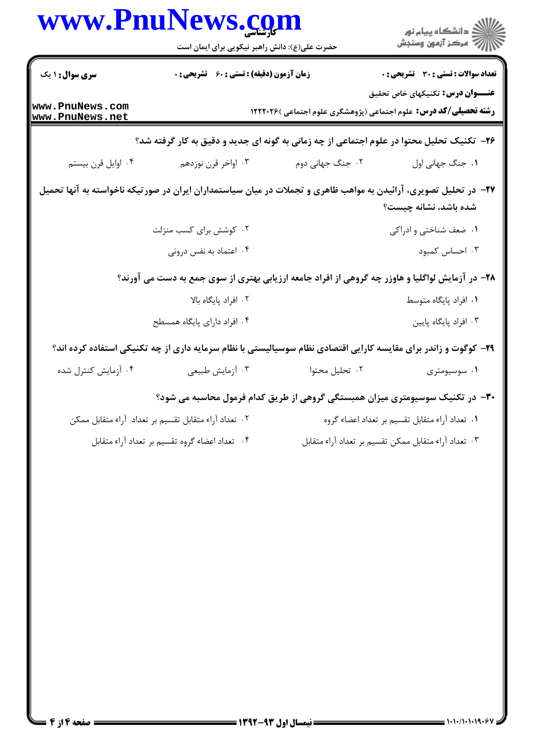**سری سوال:** ۱ یک

**زمان آزمون (دقیقه) : تستی :** ۶۰ **تشریحی :** ۰

**تعداد سوالات : تستی :** ۳۰ **تشریحی :** ۰

**عنـــوان درس:** تکنیکهای خاص تحقیق

**رشته تحصیلی/کد درس:** علوم اجتماعی (پژوهشگری علوم اجتماعی )۱۲۲۲۰۲۶

**۲۶- تکنیک تحلیل محتوا در علوم اجتماعی از چه زمانی به گونه ای جدید و دقیق به کار گرفته شد؟**

۱. جنگ جهانی اول
۲. جنگ جهانی دوم
۳. اواخر قرن نوزدهم
۴. اوایل قرن بیستم

**۲۷- در تحلیل تصویری، آرائیدن به مواهب ظاهری و تجملات در میان سیاستمداران ایران در صورتیکه ناخواسته به آنها تحمیل شده باشد، نشانه چیست؟**

۱. ضعف شناختی و ادراکی
۲. کوشش برای کسب منزلت
۳. احساس کمبود
۴. اعتماد به نفس درونی

**۲۸- در آزمایش لواگلیا و هاوزر چه گروهی از افراد جامعه ارزیابی بهتری از سوی جمع به دست می آورند؟**

۱. افراد پایگاه متوسط
۲. افراد پایگاه بالا
۳. افراد پایگاه پایین
۴. افراد دارای پایگاه همسطح

**۲۹- کوگوت و زاندر برای مقایسه کارایی اقتصادی نظام سوسیالیستی با نظام سرمایه داری از چه تکنیکی استفاده کرده اند؟**

۱. سوسیومتری
۲. تحلیل محتوا
۳. آزمایش طبیعی
۴. آزمایش کنترل شده

**۳۰- در تکنیک سوسیومتری میزان همبستگی گروهی از طریق کدام فرمول محاسبه می شود؟**

۱. تعداد آراء متقابل تقسیم بر تعداد اعضاء گروه
۲. تعداد آراء متقابل تقسیم بر تعداد آراء متقابل ممکن
۳. تعداد آراء متقابل ممکن تقسیم بر تعداد آراء متقابل
۴. تعداد اعضاء گروه تقسیم بر تعداد آراء متقابل